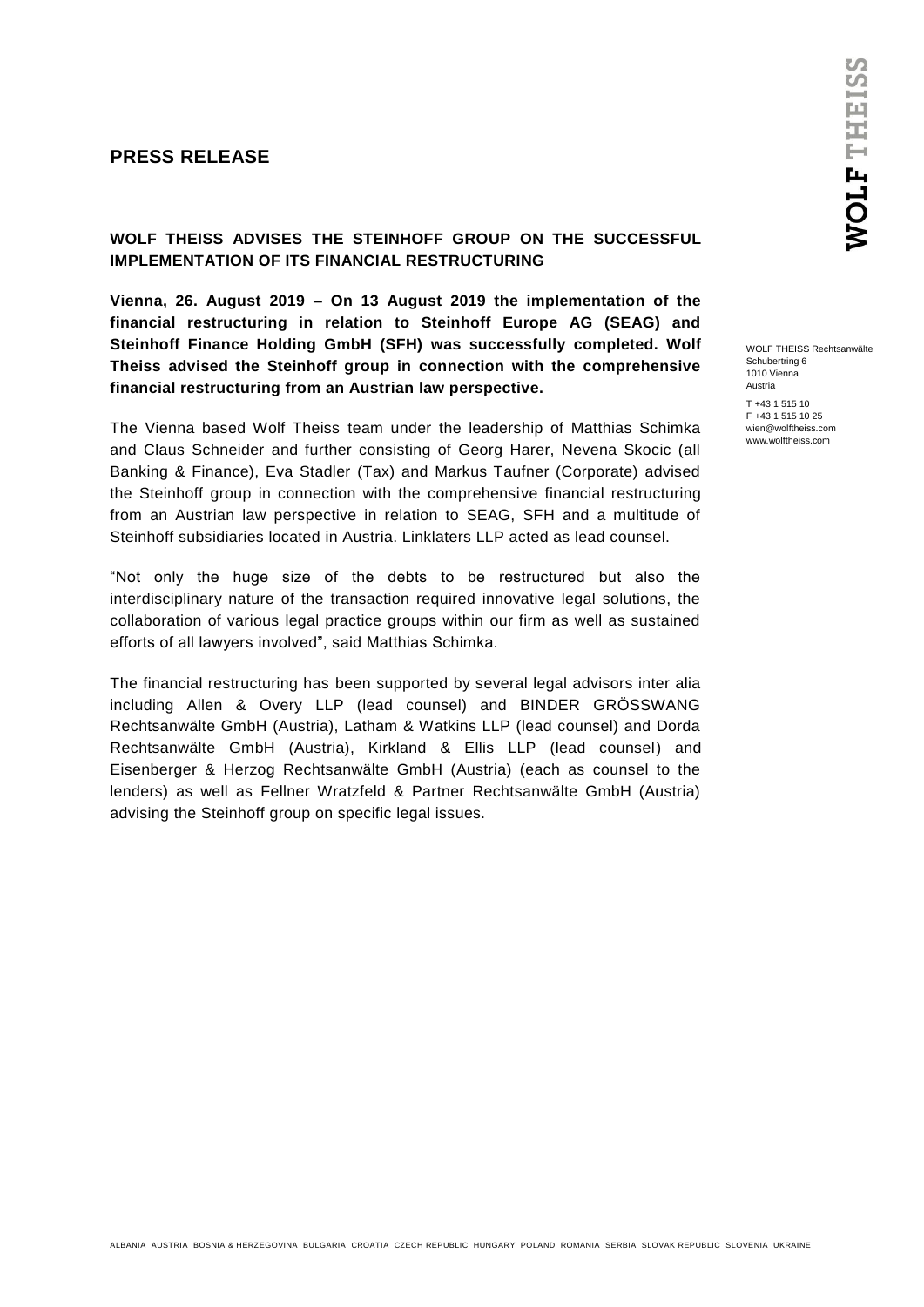# PRESS RELEASE

## WOLF THEISS ADVISES THE STEINHOFF GROUP ON THE SUCCESSFUL IMPLEMENTATION OF ITS FINANCIAL RESTRUCTURING

**Vienna, 26. August 2019 – On 13 August 2019 the implementation of the financial restructuring in relation to Steinhoff Europe AG (SEAG) and Steinhoff Finance Holding GmbH (SFH) was successfully completed. Wolf Theiss advised the Steinhoff group in connection with the comprehensive financial restructuring from an Austrian law perspective.**

The Vienna based Wolf Theiss team under the leadership of Matthias Schimka and Claus Schneider and further consisting of Georg Harer, Nevena Skocic (all Banking & Finance), Eva Stadler (Tax) and Markus Taufner (Corporate) advised the Steinhoff group in connection with the comprehensive financial restructuring from an Austrian law perspective in relation to SEAG, SFH and a multitude of Steinhoff subsidiaries located in Austria. Linklaters LLP acted as lead counsel.

"Not only the huge size of the debts to be restructured but also the interdisciplinary nature of the transaction required innovative legal solutions, the collaboration of various legal practice groups within our firm as well as sustained efforts of all lawyers involved", said Matthias Schimka.

The financial restructuring has been supported by several legal advisors inter alia including Allen & Overy LLP (lead counsel) and BINDER GRÖSSWANG Rechtsanwälte GmbH (Austria), Latham & Watkins LLP (lead counsel) and Dorda Rechtsanwälte GmbH (Austria), Kirkland & Ellis LLP (lead counsel) and Eisenberger & Herzog Rechtsanwälte GmbH (Austria) (each as counsel to the lenders) as well as Fellner Wratzfeld & Partner Rechtsanwälte GmbH (Austria) advising the Steinhoff group on specific legal issues.

WOLF THEISS Rechtsanwälte
Schubertring 6
1010 Vienna
Austria

T +43 1 515 10
F +43 1 515 10 25
wien@wolftheiss.com
www.wolftheiss.com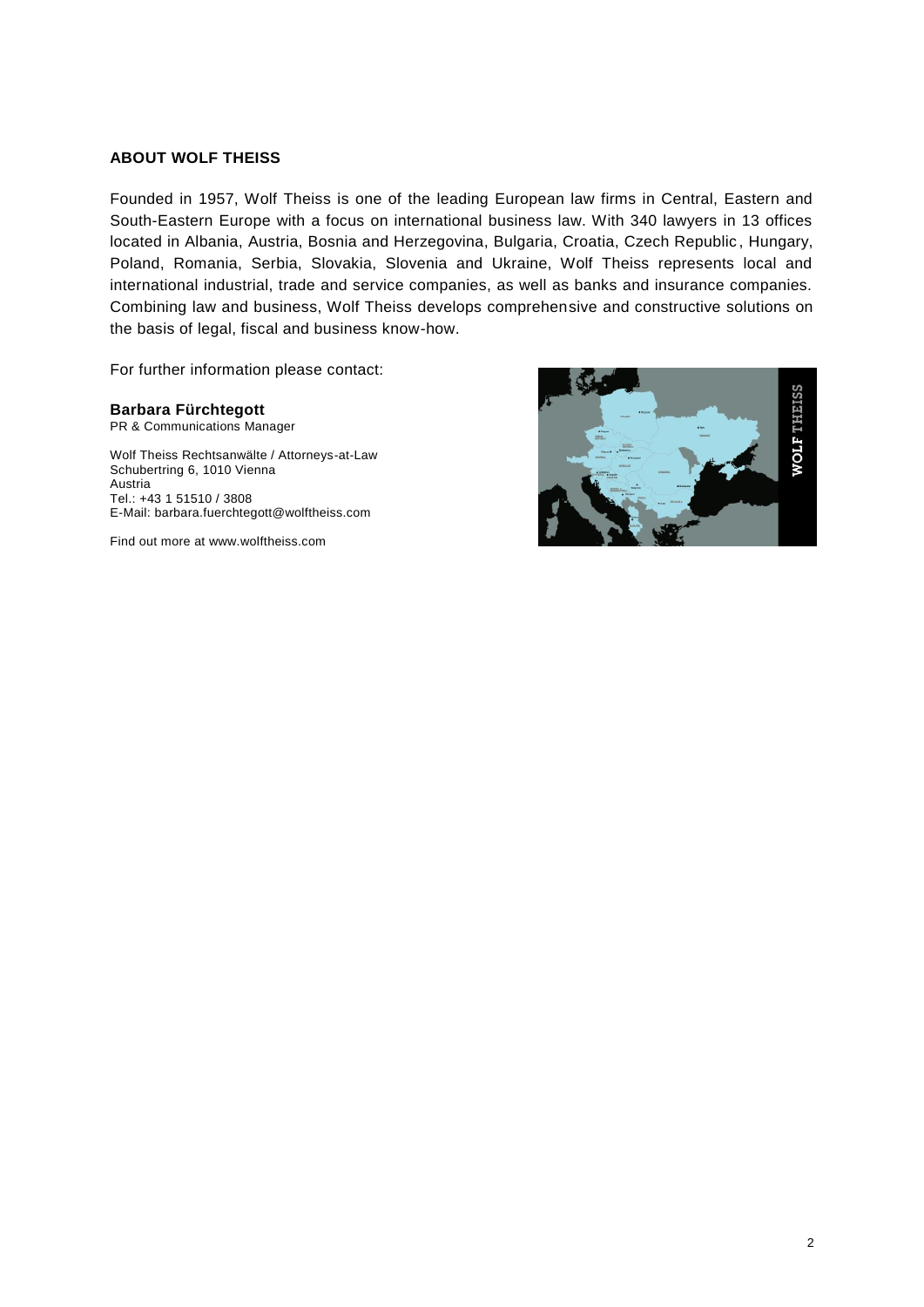**ABOUT WOLF THEISS**

Founded in 1957, Wolf Theiss is one of the leading European law firms in Central, Eastern and South-Eastern Europe with a focus on international business law. With 340 lawyers in 13 offices located in Albania, Austria, Bosnia and Herzegovina, Bulgaria, Croatia, Czech Republic, Hungary, Poland, Romania, Serbia, Slovakia, Slovenia and Ukraine, Wolf Theiss represents local and international industrial, trade and service companies, as well as banks and insurance companies. Combining law and business, Wolf Theiss develops comprehensive and constructive solutions on the basis of legal, fiscal and business know-how.

For further information please contact:

**Barbara Fürchtegott**
PR & Communications Manager

Wolf Theiss Rechtsanwälte / Attorneys-at-Law
Schubertring 6, 1010 Vienna
Austria
Tel.: +43 1 51510 / 3808
E-Mail: barbara.fuerchtegott@wolftheiss.com

Find out more at www.wolftheiss.com